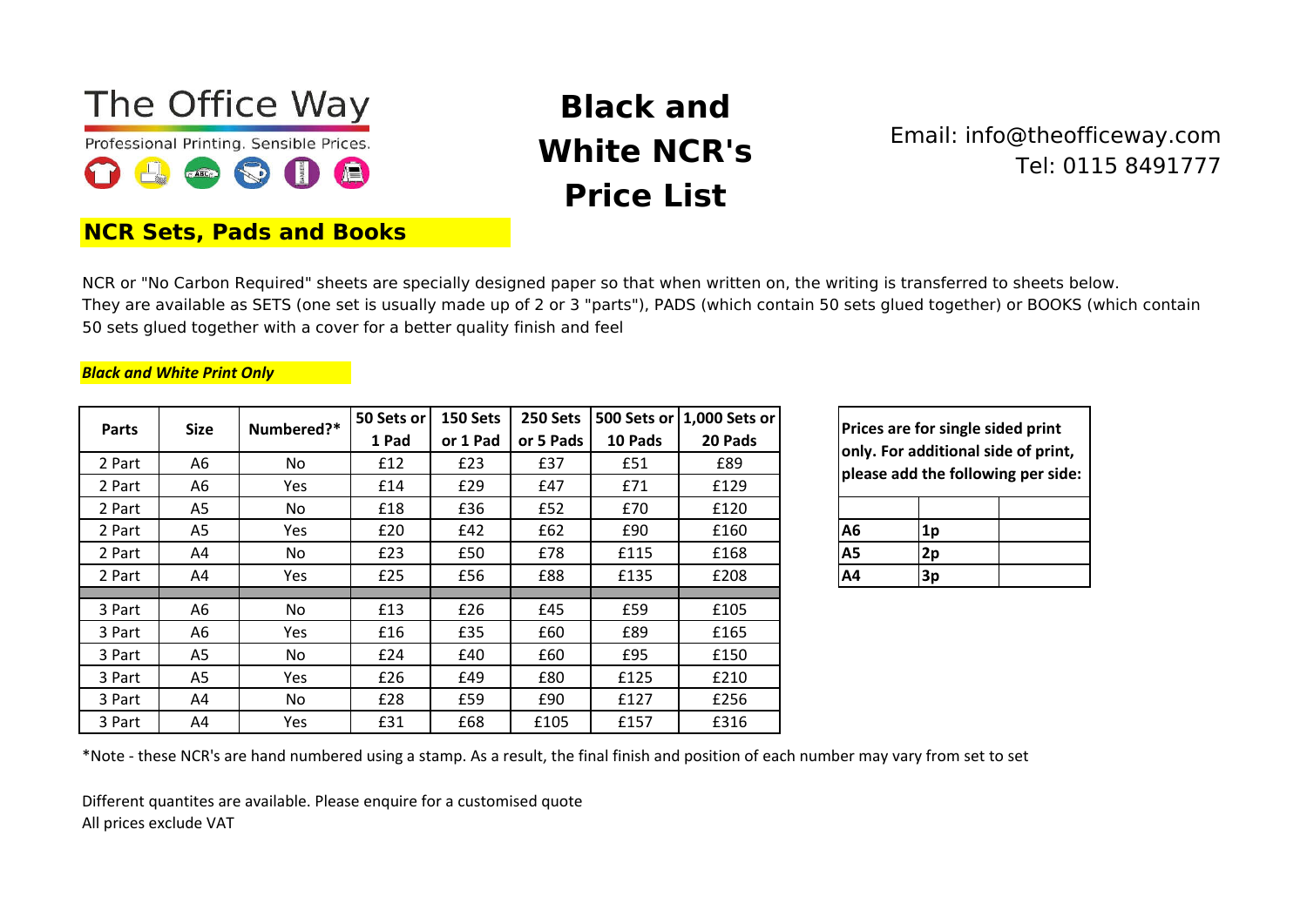The Office Way

Professional Printing. Sensible Prices.

# Black and White NCR's Price List

Email: info@theofficeway.com
Tel: 0115 8491777

## NCR Sets, Pads and Books

NCR or "No Carbon Required" sheets are specially designed paper so that when written on, the writing is transferred to sheets below. They are available as SETS (one set is usually made up of 2 or 3 "parts"), PADS (which contain 50 sets glued together) or BOOKS (which contain 50 sets glued together with a cover for a better quality finish and feel

***Black and White Print Only***

| Parts | Size | Numbered?* | 50 Sets or 1 Pad | 150 Sets or 1 Pad | 250 Sets or 5 Pads | 500 Sets or 10 Pads | 1,000 Sets or 20 Pads |
|---|---|---|---|---|---|---|---|
| 2 Part | A6 | No | £12 | £23 | £37 | £51 | £89 |
| 2 Part | A6 | Yes | £14 | £29 | £47 | £71 | £129 |
| 2 Part | A5 | No | £18 | £36 | £52 | £70 | £120 |
| 2 Part | A5 | Yes | £20 | £42 | £62 | £90 | £160 |
| 2 Part | A4 | No | £23 | £50 | £78 | £115 | £168 |
| 2 Part | A4 | Yes | £25 | £56 | £88 | £135 | £208 |
| | | | | | | | |
| 3 Part | A6 | No | £13 | £26 | £45 | £59 | £105 |
| 3 Part | A6 | Yes | £16 | £35 | £60 | £89 | £165 |
| 3 Part | A5 | No | £24 | £40 | £60 | £95 | £150 |
| 3 Part | A5 | Yes | £26 | £49 | £80 | £125 | £210 |
| 3 Part | A4 | No | £28 | £59 | £90 | £127 | £256 |
| 3 Part | A4 | Yes | £31 | £68 | £105 | £157 | £316 |

| Prices are for single sided print only. For additional side of print, please add the following per side: | | |
|---|---|---|
| | | |
| **A6** | **1p** | |
| **A5** | **2p** | |
| **A4** | **3p** | |

*Note - these NCR's are hand numbered using a stamp. As a result, the final finish and position of each number may vary from set to set

Different quantites are available. Please enquire for a customised quote
All prices exclude VAT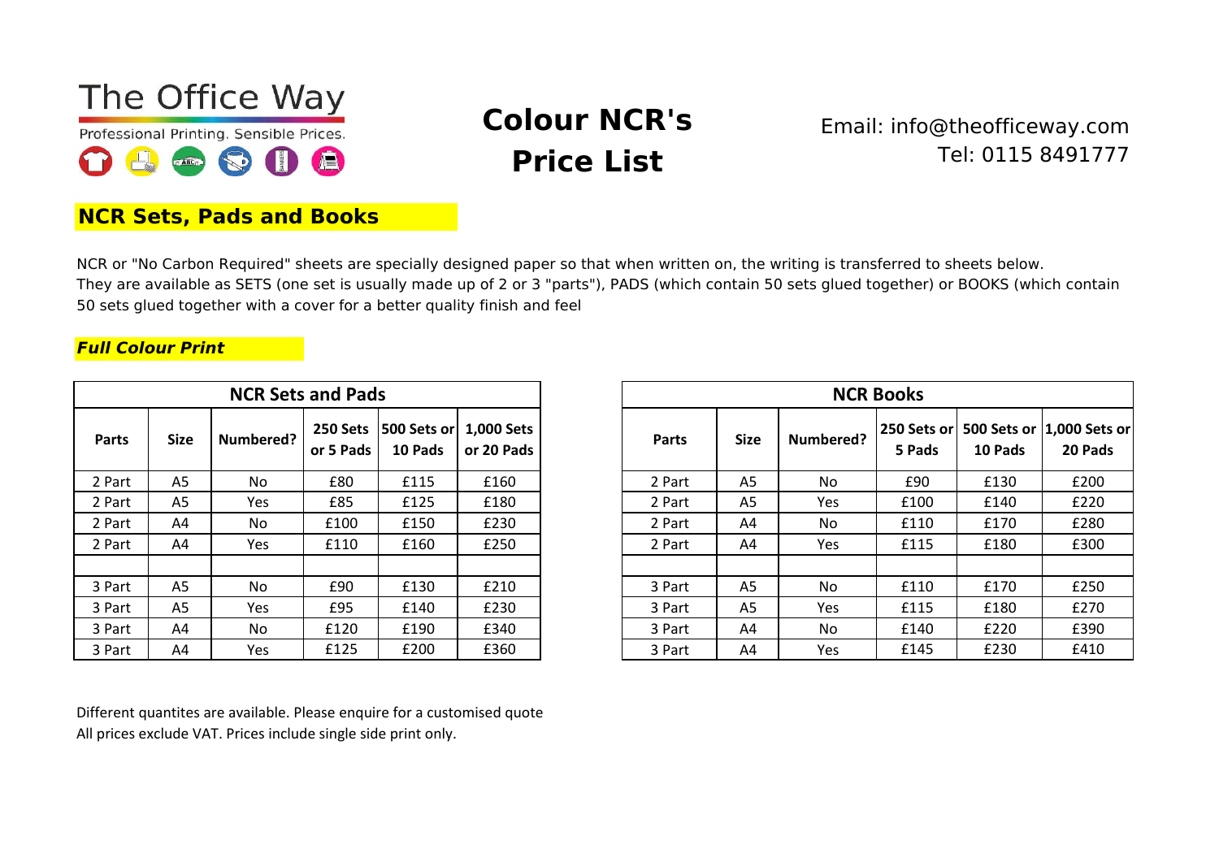The Office Way

Professional Printing. Sensible Prices.

# Colour NCR's Price List

Email: info@theofficeway.com
Tel: 0115 8491777

## NCR Sets, Pads and Books

NCR or "No Carbon Required" sheets are specially designed paper so that when written on, the writing is transferred to sheets below. They are available as SETS (one set is usually made up of 2 or 3 "parts"), PADS (which contain 50 sets glued together) or BOOKS (which contain 50 sets glued together with a cover for a better quality finish and feel

***Full Colour Print***

**NCR Sets and Pads**

| Parts | Size | Numbered? | 250 Sets or 5 Pads | 500 Sets or 10 Pads | 1,000 Sets or 20 Pads |
|---|---|---|---|---|---|
| 2 Part | A5 | No | £80 | £115 | £160 |
| 2 Part | A5 | Yes | £85 | £125 | £180 |
| 2 Part | A4 | No | £100 | £150 | £230 |
| 2 Part | A4 | Yes | £110 | £160 | £250 |
| | | | | | |
| 3 Part | A5 | No | £90 | £130 | £210 |
| 3 Part | A5 | Yes | £95 | £140 | £230 |
| 3 Part | A4 | No | £120 | £190 | £340 |
| 3 Part | A4 | Yes | £125 | £200 | £360 |

**NCR Books**

| Parts | Size | Numbered? | 250 Sets or 5 Pads | 500 Sets or 10 Pads | 1,000 Sets or 20 Pads |
|---|---|---|---|---|---|
| 2 Part | A5 | No | £90 | £130 | £200 |
| 2 Part | A5 | Yes | £100 | £140 | £220 |
| 2 Part | A4 | No | £110 | £170 | £280 |
| 2 Part | A4 | Yes | £115 | £180 | £300 |
| | | | | | |
| 3 Part | A5 | No | £110 | £170 | £250 |
| 3 Part | A5 | Yes | £115 | £180 | £270 |
| 3 Part | A4 | No | £140 | £220 | £390 |
| 3 Part | A4 | Yes | £145 | £230 | £410 |

Different quantites are available. Please enquire for a customised quote
All prices exclude VAT. Prices include single side print only.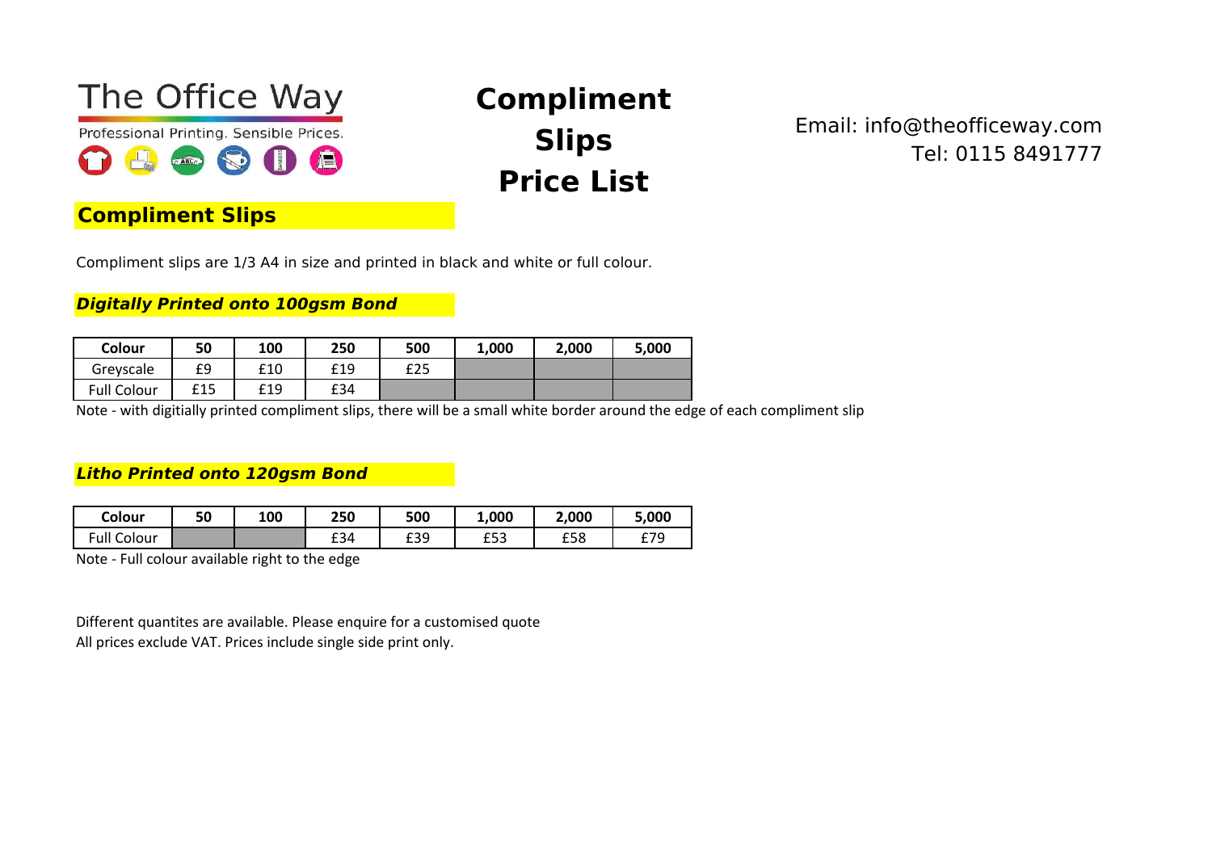The Office Way

Professional Printing. Sensible Prices.

# Compliment Slips Price List

Email: info@theofficeway.com
Tel: 0115 8491777

## Compliment Slips

Compliment slips are 1/3 A4 in size and printed in black and white or full colour.

### *Digitally Printed onto 100gsm Bond*

| Colour | 50 | 100 | 250 | 500 | 1,000 | 2,000 | 5,000 |
|---|---|---|---|---|---|---|---|
| Greyscale | £9 | £10 | £19 | £25 | | | |
| Full Colour | £15 | £19 | £34 | | | | |

Note - with digitially printed compliment slips, there will be a small white border around the edge of each compliment slip

### *Litho Printed onto 120gsm Bond*

| Colour | 50 | 100 | 250 | 500 | 1,000 | 2,000 | 5,000 |
|---|---|---|---|---|---|---|---|
| Full Colour | | | £34 | £39 | £53 | £58 | £79 |

Note - Full colour available right to the edge

Different quantites are available. Please enquire for a customised quote
All prices exclude VAT. Prices include single side print only.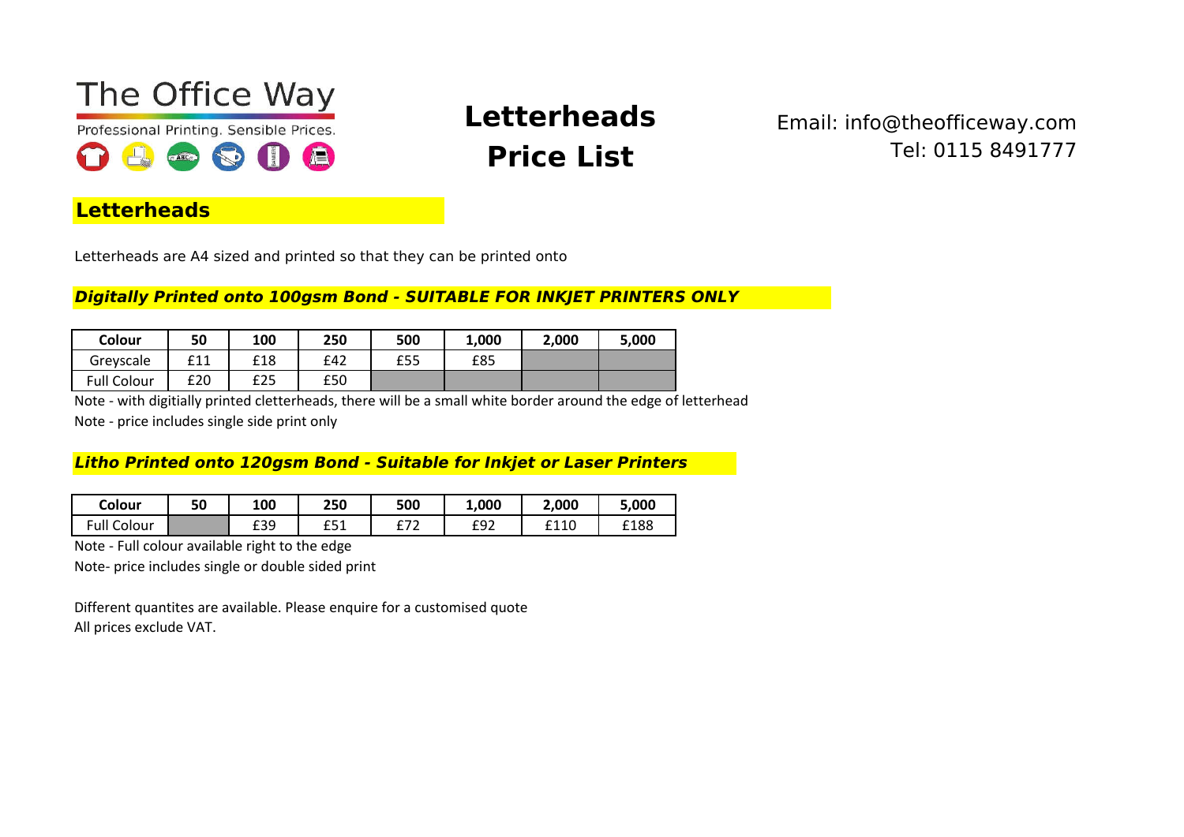The Office Way

Professional Printing. Sensible Prices.

# Letterheads Price List

Email: info@theofficeway.com
Tel: 0115 8491777

## Letterheads

Letterheads are A4 sized and printed so that they can be printed onto

### *Digitally Printed onto 100gsm Bond - SUITABLE FOR INKJET PRINTERS ONLY*

| Colour | 50 | 100 | 250 | 500 | 1,000 | 2,000 | 5,000 |
|---|---|---|---|---|---|---|---|
| Greyscale | £11 | £18 | £42 | £55 | £85 | | |
| Full Colour | £20 | £25 | £50 | | | | |

Note - with digitially printed cletterheads, there will be a small white border around the edge of letterhead

Note - price includes single side print only

### *Litho Printed onto 120gsm Bond - Suitable for Inkjet or Laser Printers*

| Colour | 50 | 100 | 250 | 500 | 1,000 | 2,000 | 5,000 |
|---|---|---|---|---|---|---|---|
| Full Colour | | £39 | £51 | £72 | £92 | £110 | £188 |

Note - Full colour available right to the edge

Note- price includes single or double sided print

Different quantites are available. Please enquire for a customised quote

All prices exclude VAT.